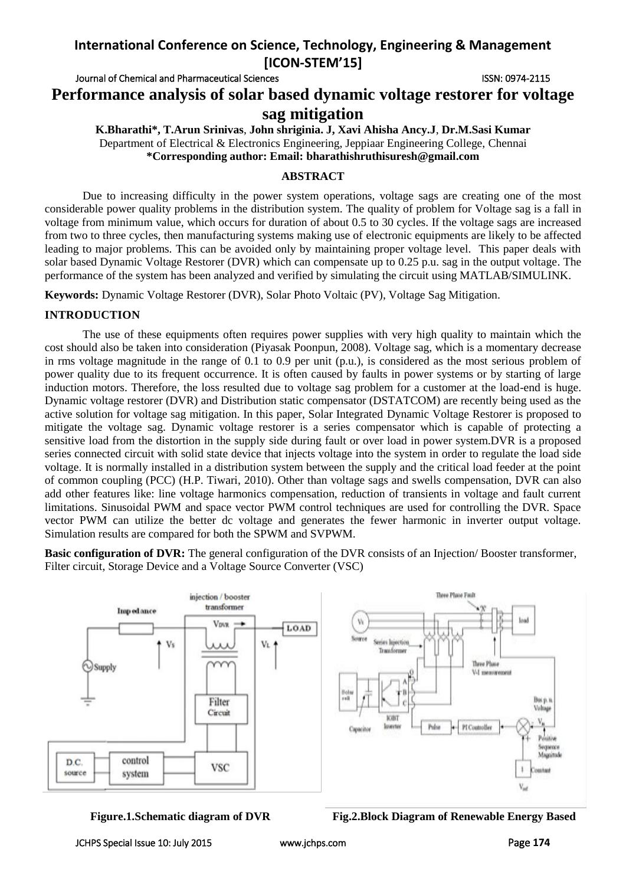# Performance analysis of solar based dynamic voltage restorer for voltage sag mitigation

**K.Bharathi\*, T.Arun Srinivas, John shriginia. J, Xavi Ahisha Ancy.J, Dr.M.Sasi Kumar**

Department of Electrical & Electronics Engineering, Jeppiaar Engineering College, Chennai

**\*Corresponding author: Email: bharathishruthisuresh@gmail.com**

## ABSTRACT

Due to increasing difficulty in the power system operations, voltage sags are creating one of the most considerable power quality problems in the distribution system. The quality of problem for Voltage sag is a fall in voltage from minimum value, which occurs for duration of about 0.5 to 30 cycles. If the voltage sags are increased from two to three cycles, then manufacturing systems making use of electronic equipments are likely to be affected leading to major problems. This can be avoided only by maintaining proper voltage level. This paper deals with solar based Dynamic Voltage Restorer (DVR) which can compensate up to 0.25 p.u. sag in the output voltage. The performance of the system has been analyzed and verified by simulating the circuit using MATLAB/SIMULINK.

**Keywords:** Dynamic Voltage Restorer (DVR), Solar Photo Voltaic (PV), Voltage Sag Mitigation.

## INTRODUCTION

The use of these equipments often requires power supplies with very high quality to maintain which the cost should also be taken into consideration (Piyasak Poonpun, 2008). Voltage sag, which is a momentary decrease in rms voltage magnitude in the range of 0.1 to 0.9 per unit (p.u.), is considered as the most serious problem of power quality due to its frequent occurrence. It is often caused by faults in power systems or by starting of large induction motors. Therefore, the loss resulted due to voltage sag problem for a customer at the load-end is huge. Dynamic voltage restorer (DVR) and Distribution static compensator (DSTATCOM) are recently being used as the active solution for voltage sag mitigation. In this paper, Solar Integrated Dynamic Voltage Restorer is proposed to mitigate the voltage sag. Dynamic voltage restorer is a series compensator which is capable of protecting a sensitive load from the distortion in the supply side during fault or over load in power system.DVR is a proposed series connected circuit with solid state device that injects voltage into the system in order to regulate the load side voltage. It is normally installed in a distribution system between the supply and the critical load feeder at the point of common coupling (PCC) (H.P. Tiwari, 2010). Other than voltage sags and swells compensation, DVR can also add other features like: line voltage harmonics compensation, reduction of transients in voltage and fault current limitations. Sinusoidal PWM and space vector PWM control techniques are used for controlling the DVR. Space vector PWM can utilize the better dc voltage and generates the fewer harmonic in inverter output voltage. Simulation results are compared for both the SPWM and SVPWM.

**Basic configuration of DVR:** The general configuration of the DVR consists of an Injection/ Booster transformer, Filter circuit, Storage Device and a Voltage Source Converter (VSC)

**Figure.1.Schematic diagram of DVR**

**Fig.2.Block Diagram of Renewable Energy Based**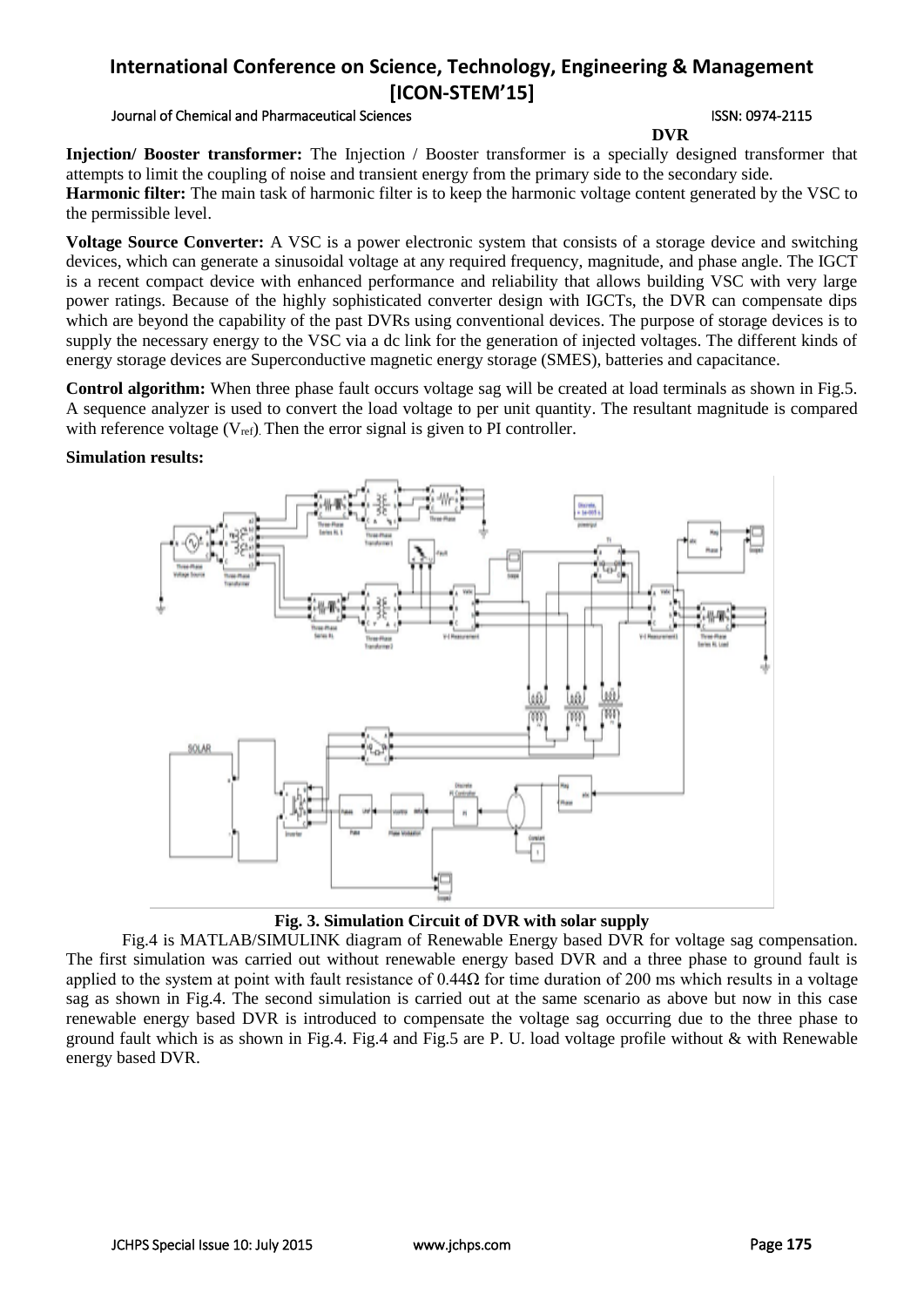DVR

**Injection/ Booster transformer:** The Injection / Booster transformer is a specially designed transformer that attempts to limit the coupling of noise and transient energy from the primary side to the secondary side.

**Harmonic filter:** The main task of harmonic filter is to keep the harmonic voltage content generated by the VSC to the permissible level.

**Voltage Source Converter:** A VSC is a power electronic system that consists of a storage device and switching devices, which can generate a sinusoidal voltage at any required frequency, magnitude, and phase angle. The IGCT is a recent compact device with enhanced performance and reliability that allows building VSC with very large power ratings. Because of the highly sophisticated converter design with IGCTs, the DVR can compensate dips which are beyond the capability of the past DVRs using conventional devices. The purpose of storage devices is to supply the necessary energy to the VSC via a dc link for the generation of injected voltages. The different kinds of energy storage devices are Superconductive magnetic energy storage (SMES), batteries and capacitance.

**Control algorithm:** When three phase fault occurs voltage sag will be created at load terminals as shown in Fig.5. A sequence analyzer is used to convert the load voltage to per unit quantity. The resultant magnitude is compared with reference voltage ($V_{ref}$). Then the error signal is given to PI controller.

**Simulation results:**

**Fig. 3. Simulation Circuit of DVR with solar supply**

Fig.4 is MATLAB/SIMULINK diagram of Renewable Energy based DVR for voltage sag compensation. The first simulation was carried out without renewable energy based DVR and a three phase to ground fault is applied to the system at point with fault resistance of 0.44Ω for time duration of 200 ms which results in a voltage sag as shown in Fig.4. The second simulation is carried out at the same scenario as above but now in this case renewable energy based DVR is introduced to compensate the voltage sag occurring due to the three phase to ground fault which is as shown in Fig.4. Fig.4 and Fig.5 are P. U. load voltage profile without & with Renewable energy based DVR.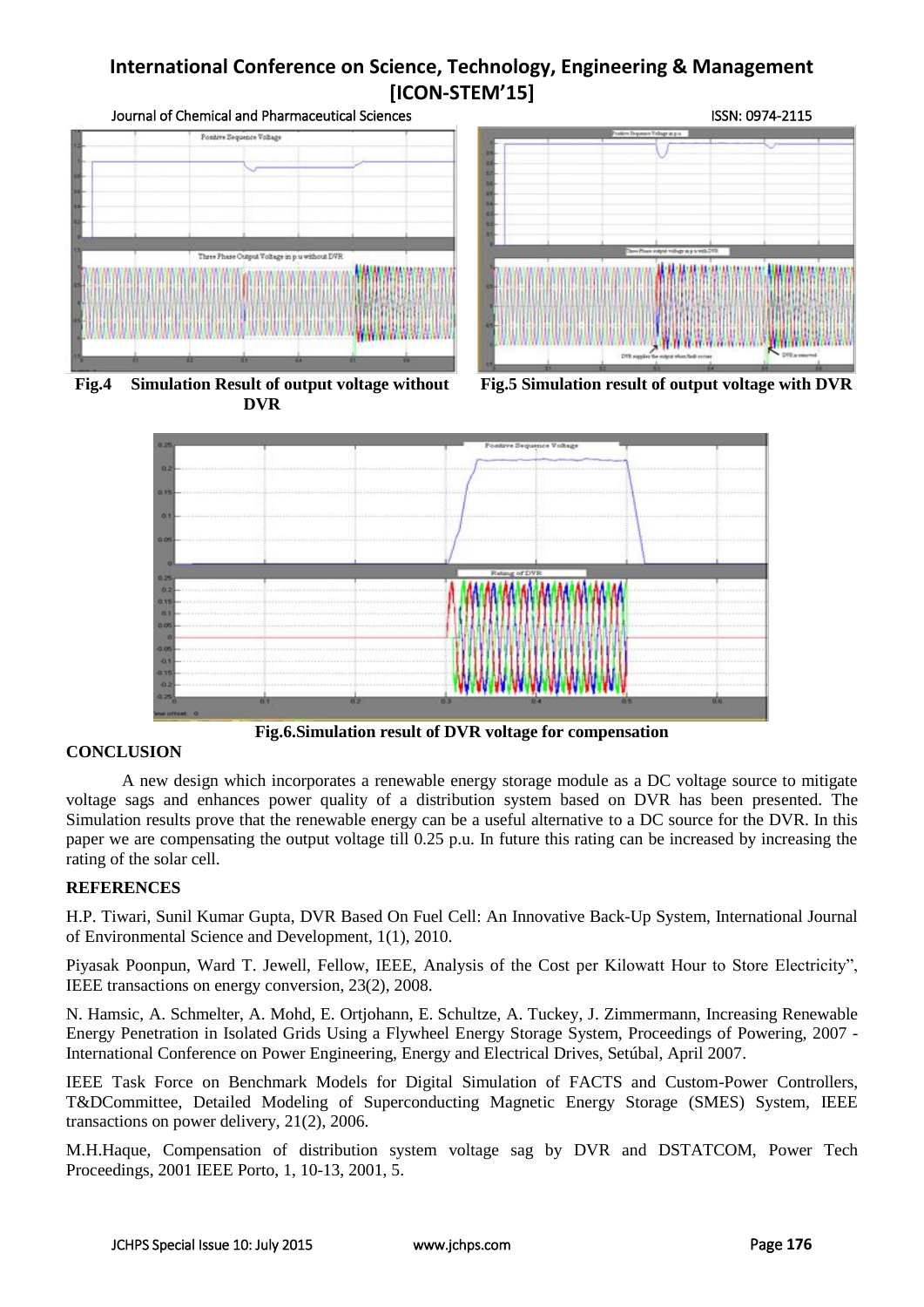Fig.4 Simulation Result of output voltage without DVR

Fig.5 Simulation result of output voltage with DVR

Fig.6.Simulation result of DVR voltage for compensation

## CONCLUSION

A new design which incorporates a renewable energy storage module as a DC voltage source to mitigate voltage sags and enhances power quality of a distribution system based on DVR has been presented. The Simulation results prove that the renewable energy can be a useful alternative to a DC source for the DVR. In this paper we are compensating the output voltage till 0.25 p.u. In future this rating can be increased by increasing the rating of the solar cell.

## REFERENCES

H.P. Tiwari, Sunil Kumar Gupta, DVR Based On Fuel Cell: An Innovative Back-Up System, International Journal of Environmental Science and Development, 1(1), 2010.

Piyasak Poonpun, Ward T. Jewell, Fellow, IEEE, Analysis of the Cost per Kilowatt Hour to Store Electricity", IEEE transactions on energy conversion, 23(2), 2008.

N. Hamsic, A. Schmelter, A. Mohd, E. Ortjohann, E. Schultze, A. Tuckey, J. Zimmermann, Increasing Renewable Energy Penetration in Isolated Grids Using a Flywheel Energy Storage System, Proceedings of Powering, 2007 - International Conference on Power Engineering, Energy and Electrical Drives, Setúbal, April 2007.

IEEE Task Force on Benchmark Models for Digital Simulation of FACTS and Custom-Power Controllers, T&DCommittee, Detailed Modeling of Superconducting Magnetic Energy Storage (SMES) System, IEEE transactions on power delivery, 21(2), 2006.

M.H.Haque, Compensation of distribution system voltage sag by DVR and DSTATCOM, Power Tech Proceedings, 2001 IEEE Porto, 1, 10-13, 2001, 5.